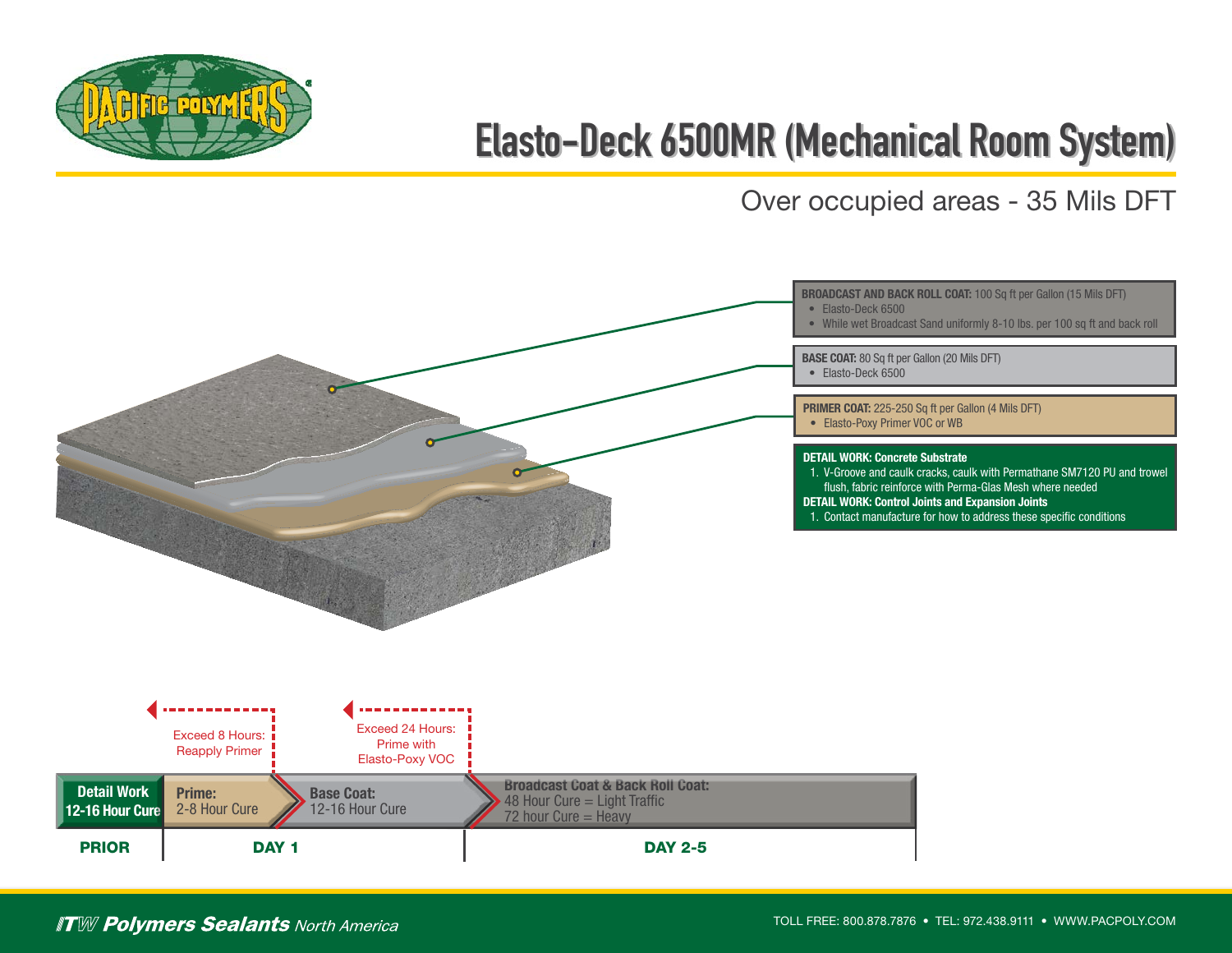# Elasto-Deck 6500MR (Mechanical Room System)

## Over occupied areas - 35 Mils DFT

**BROADCAST AND BACK ROLL COAT:** 100 Sq ft per Gallon (15 Mils DFT)
- Elasto-Deck 6500
- While wet Broadcast Sand uniformly 8-10 lbs. per 100 sq ft and back roll

**BASE COAT:** 80 Sq ft per Gallon (20 Mils DFT)
- Elasto-Deck 6500

**PRIMER COAT:** 225-250 Sq ft per Gallon (4 Mils DFT)
- Elasto-Poxy Primer VOC or WB

**DETAIL WORK: Concrete Substrate**
1. V-Groove and caulk cracks, caulk with Permathane SM7120 PU and trowel flush, fabric reinforce with Perma-Glas Mesh where needed

**DETAIL WORK: Control Joints and Expansion Joints**
1. Contact manufacture for how to address these specific conditions

Exceed 8 Hours: Reapply Primer

Exceed 24 Hours: Prime with Elasto-Poxy VOC

| PRIOR | DAY 1 | | DAY 2-5 |
|---|---|---|---|
| **Detail Work** 12-16 Hour Cure | **Prime:** 2-8 Hour Cure | **Base Coat:** 12-16 Hour Cure | **Broadcast Coat & Back Roll Coat:** 48 Hour Cure = Light Traffic, 72 hour Cure = Heavy |

*ITW Polymers Sealants* North America

TOLL FREE: 800.878.7876 • TEL: 972.438.9111 • WWW.PACPOLY.COM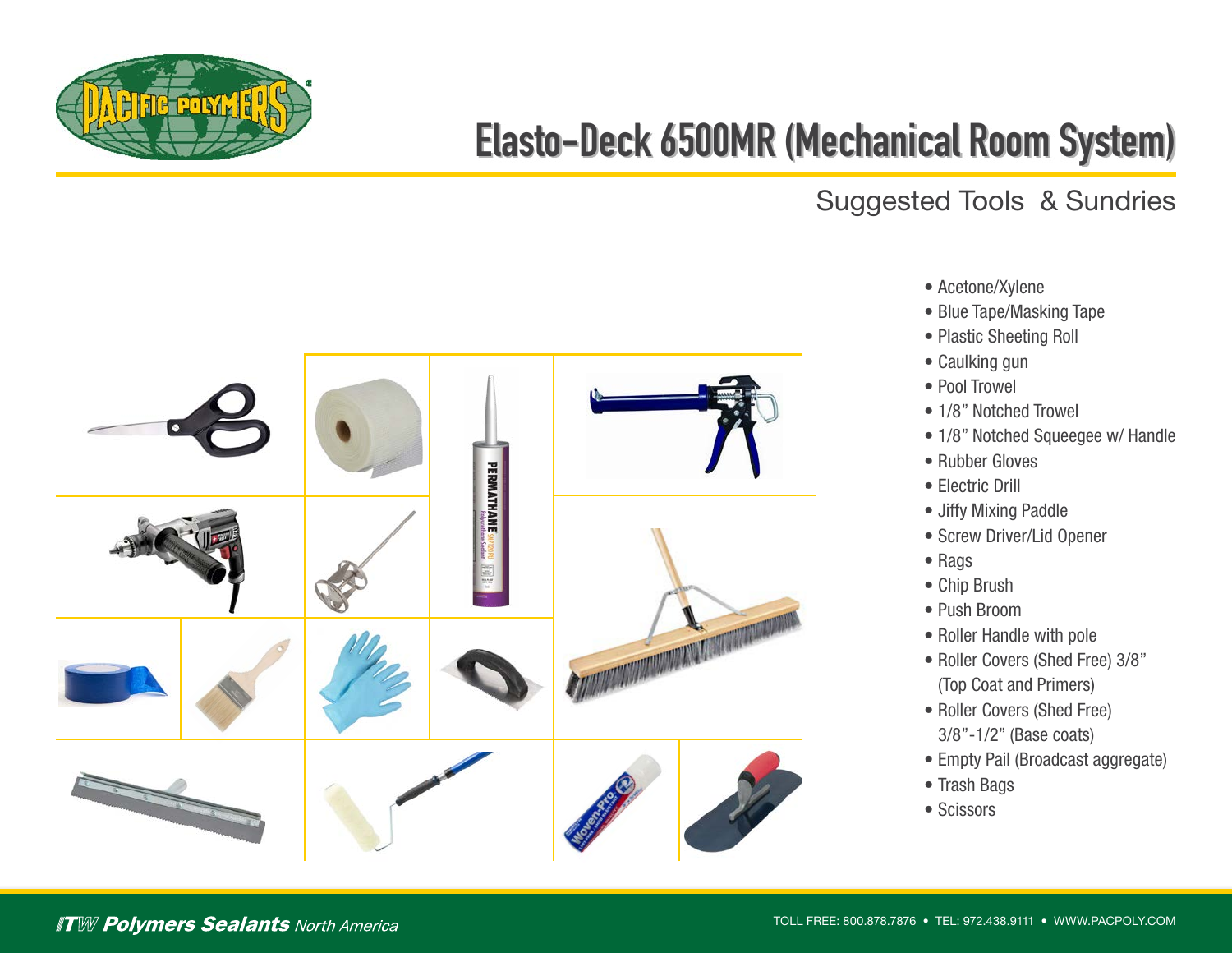# Elasto-Deck 6500MR (Mechanical Room System)

## Suggested Tools & Sundries

- Acetone/Xylene
- Blue Tape/Masking Tape
- Plastic Sheeting Roll
- Caulking gun
- Pool Trowel
- 1/8" Notched Trowel
- 1/8" Notched Squeegee w/ Handle
- Rubber Gloves
- Electric Drill
- Jiffy Mixing Paddle
- Screw Driver/Lid Opener
- Rags
- Chip Brush
- Push Broom
- Roller Handle with pole
- Roller Covers (Shed Free) 3/8" (Top Coat and Primers)
- Roller Covers (Shed Free) 3/8"-1/2" (Base coats)
- Empty Pail (Broadcast aggregate)
- Trash Bags
- Scissors

*ITW Polymers Sealants* North America

TOLL FREE: 800.878.7876 • TEL: 972.438.9111 • WWW.PACPOLY.COM